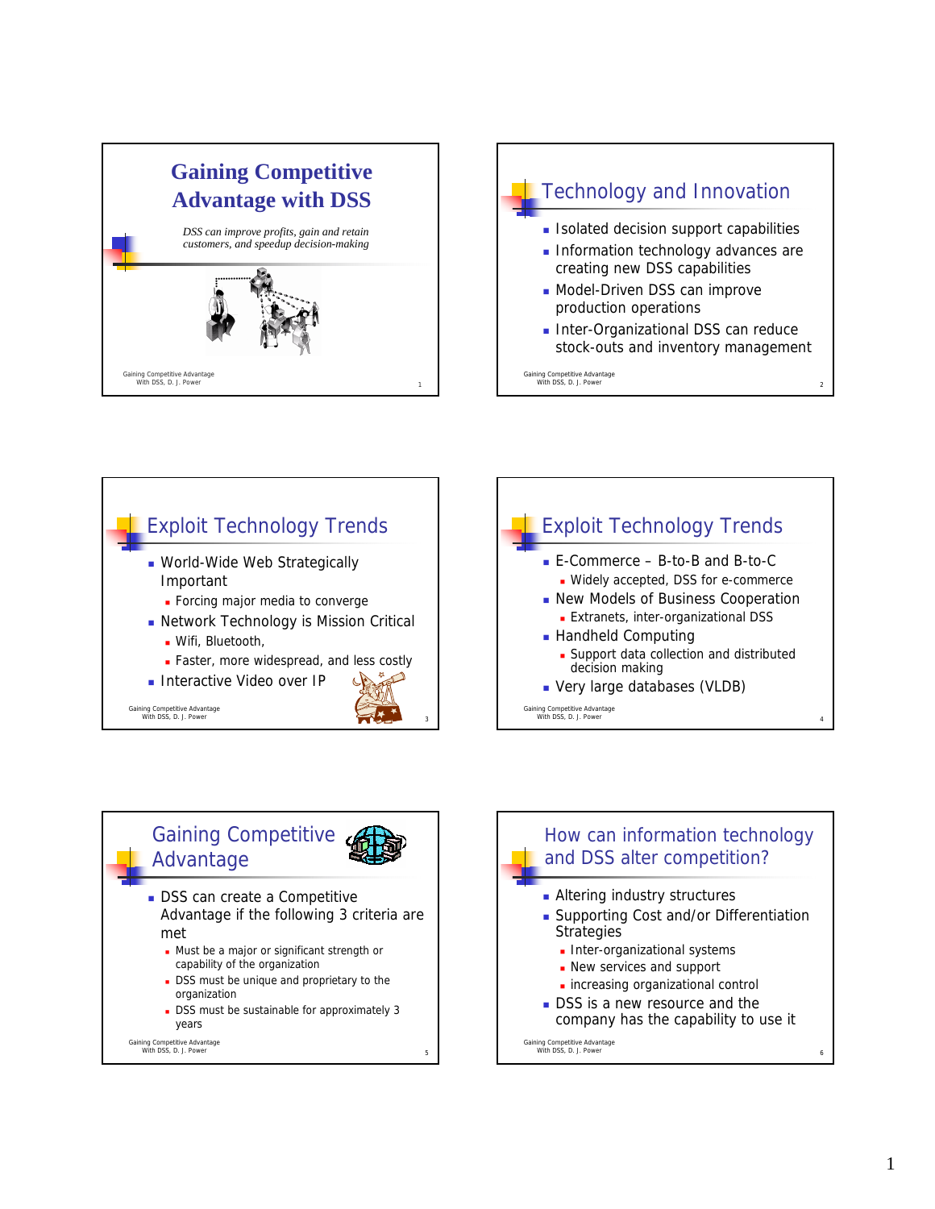# Gaining Competitive Advantage with DSS

*DSS can improve profits, gain and retain customers, and speedup decision-making*

## Technology and Innovation

- Isolated decision support capabilities
- Information technology advances are creating new DSS capabilities
- Model-Driven DSS can improve production operations
- Inter-Organizational DSS can reduce stock-outs and inventory management

## Exploit Technology Trends

- World-Wide Web Strategically Important
  - Forcing major media to converge
- Network Technology is Mission Critical
  - Wifi, Bluetooth,
  - Faster, more widespread, and less costly
- Interactive Video over IP

## Exploit Technology Trends

- E-Commerce – B-to-B and B-to-C
  - Widely accepted, DSS for e-commerce
- New Models of Business Cooperation
  - Extranets, inter-organizational DSS
- Handheld Computing
  - Support data collection and distributed decision making
- Very large databases (VLDB)

## Gaining Competitive Advantage

- DSS can create a Competitive Advantage if the following 3 criteria are met
  - Must be a major or significant strength or capability of the organization
  - DSS must be unique and proprietary to the organization
  - DSS must be sustainable for approximately 3 years

## How can information technology and DSS alter competition?

- Altering industry structures
- Supporting Cost and/or Differentiation Strategies
  - Inter-organizational systems
  - New services and support
  - increasing organizational control
- DSS is a new resource and the company has the capability to use it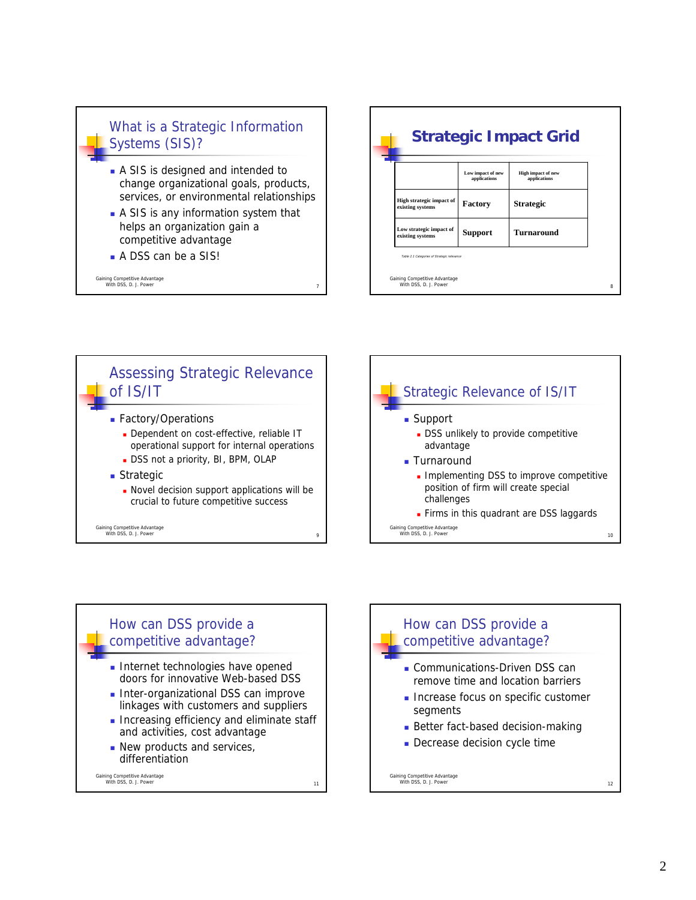## What is a Strategic Information Systems (SIS)?

- A SIS is designed and intended to change organizational goals, products, services, or environmental relationships
- A SIS is any information system that helps an organization gain a competitive advantage
- A DSS can be a SIS!

Gaining Competitive Advantage With DSS, D. J. Power

## Strategic Impact Grid

| | Low impact of new applications | High impact of new applications |
|---|---|---|
| High strategic impact of existing systems | Factory | Strategic |
| Low strategic impact of existing systems | Support | Turnaround |

*Table 2.1 Categories of Strategic relevance*

Gaining Competitive Advantage With DSS, D. J. Power

## Assessing Strategic Relevance of IS/IT

- Factory/Operations
  - Dependent on cost-effective, reliable IT operational support for internal operations
  - DSS not a priority, BI, BPM, OLAP
- Strategic
  - Novel decision support applications will be crucial to future competitive success

Gaining Competitive Advantage With DSS, D. J. Power

## Strategic Relevance of IS/IT

- Support
  - DSS unlikely to provide competitive advantage
- Turnaround
  - Implementing DSS to improve competitive position of firm will create special challenges
  - Firms in this quadrant are DSS laggards

Gaining Competitive Advantage With DSS, D. J. Power

## How can DSS provide a competitive advantage?

- Internet technologies have opened doors for innovative Web-based DSS
- Inter-organizational DSS can improve linkages with customers and suppliers
- Increasing efficiency and eliminate staff and activities, cost advantage
- New products and services, differentiation

Gaining Competitive Advantage With DSS, D. J. Power

## How can DSS provide a competitive advantage?

- Communications-Driven DSS can remove time and location barriers
- Increase focus on specific customer segments
- Better fact-based decision-making
- Decrease decision cycle time

Gaining Competitive Advantage With DSS, D. J. Power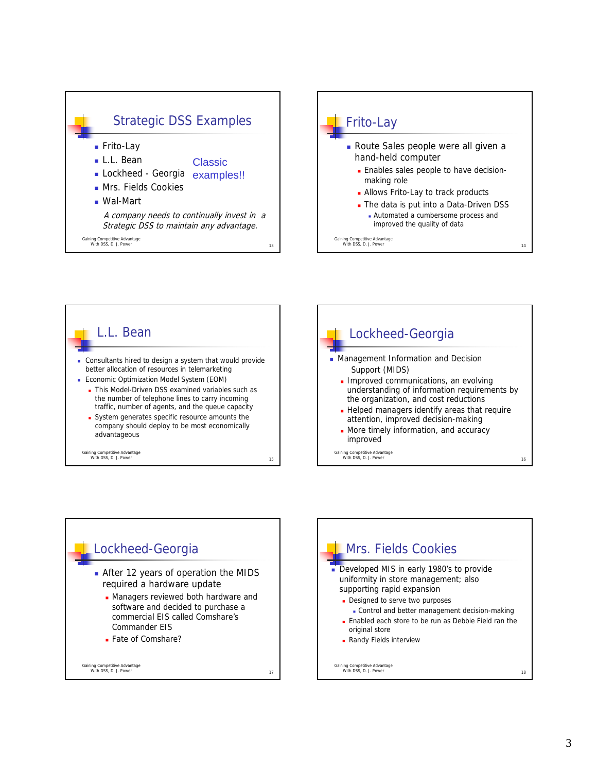## Strategic DSS Examples

- Frito-Lay
- L.L. Bean
- Lockheed - Georgia
- Mrs. Fields Cookies
- Wal-Mart

Classic examples!!

*A company needs to continually invest in a Strategic DSS to maintain any advantage.*

## Frito-Lay

- Route Sales people were all given a hand-held computer
  - Enables sales people to have decision-making role
  - Allows Frito-Lay to track products
  - The data is put into a Data-Driven DSS
    - Automated a cumbersome process and improved the quality of data

## L.L. Bean

- Consultants hired to design a system that would provide better allocation of resources in telemarketing
- Economic Optimization Model System (EOM)
  - This Model-Driven DSS examined variables such as the number of telephone lines to carry incoming traffic, number of agents, and the queue capacity
  - System generates specific resource amounts the company should deploy to be most economically advantageous

## Lockheed-Georgia

- Management Information and Decision Support (MIDS)
  - Improved communications, an evolving understanding of information requirements by the organization, and cost reductions
  - Helped managers identify areas that require attention, improved decision-making
  - More timely information, and accuracy improved

## Lockheed-Georgia

- After 12 years of operation the MIDS required a hardware update
  - Managers reviewed both hardware and software and decided to purchase a commercial EIS called Comshare's Commander EIS
  - Fate of Comshare?

## Mrs. Fields Cookies

- Developed MIS in early 1980's to provide uniformity in store management; also supporting rapid expansion
  - Designed to serve two purposes
    - Control and better management decision-making
  - Enabled each store to be run as Debbie Field ran the original store
  - Randy Fields interview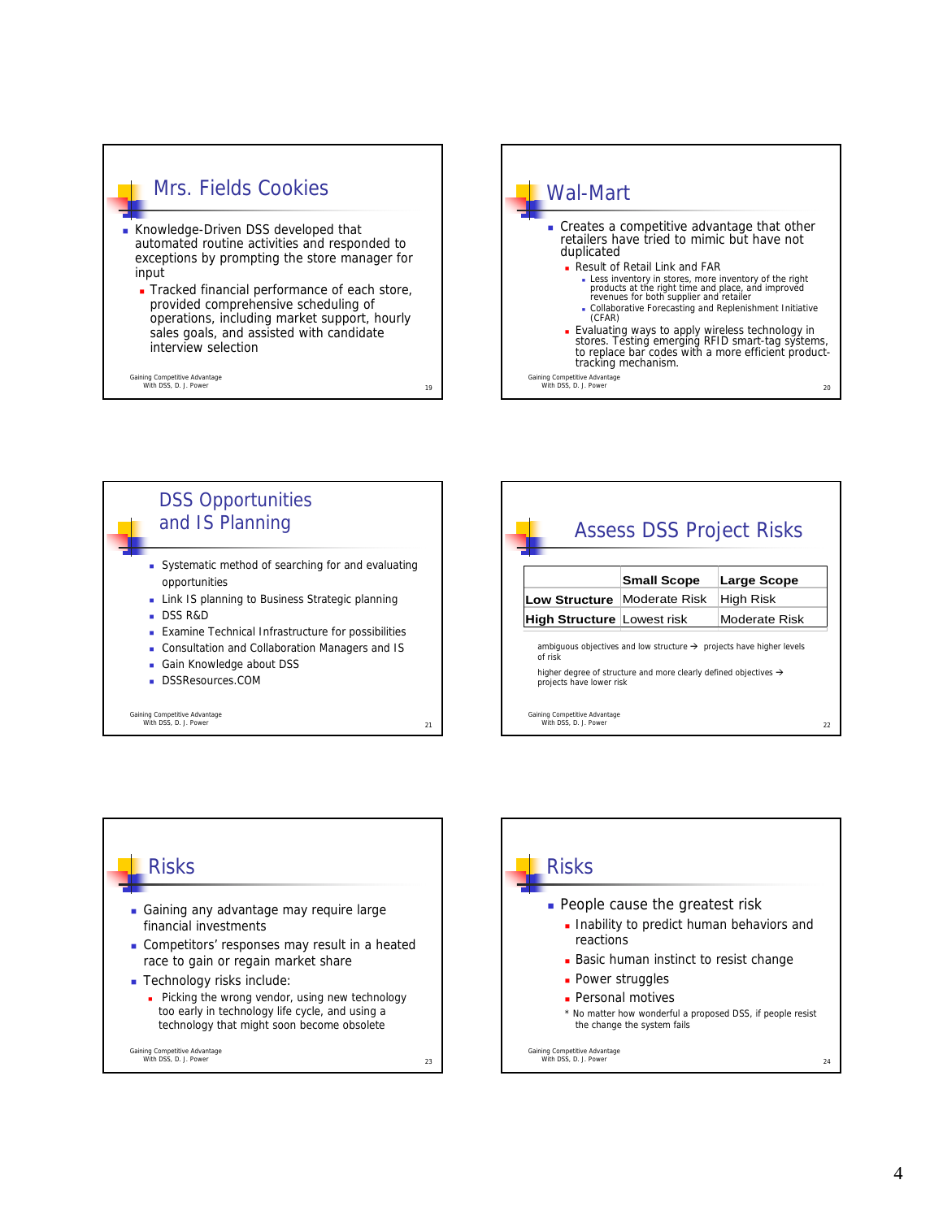## Mrs. Fields Cookies

- Knowledge-Driven DSS developed that automated routine activities and responded to exceptions by prompting the store manager for input
  - Tracked financial performance of each store, provided comprehensive scheduling of operations, including market support, hourly sales goals, and assisted with candidate interview selection

## Wal-Mart

- Creates a competitive advantage that other retailers have tried to mimic but have not duplicated
  - Result of Retail Link and FAR
    - Less inventory in stores, more inventory of the right products at the right time and place, and improved revenues for both supplier and retailer
    - Collaborative Forecasting and Replenishment Initiative (CFAR)
  - Evaluating ways to apply wireless technology in stores. Testing emerging RFID smart-tag systems, to replace bar codes with a more efficient product-tracking mechanism.

## DSS Opportunities and IS Planning

- Systematic method of searching for and evaluating opportunities
- Link IS planning to Business Strategic planning
- DSS R&D
- Examine Technical Infrastructure for possibilities
- Consultation and Collaboration Managers and IS
- Gain Knowledge about DSS
- DSSResources.COM

## Assess DSS Project Risks

| | **Small Scope** | **Large Scope** |
|---|---|---|
| **Low Structure** | Moderate Risk | High Risk |
| **High Structure** | Lowest risk | Moderate Risk |

ambiguous objectives and low structure → projects have higher levels of risk

higher degree of structure and more clearly defined objectives → projects have lower risk

## Risks

- Gaining any advantage may require large financial investments
- Competitors' responses may result in a heated race to gain or regain market share
- Technology risks include:
  - Picking the wrong vendor, using new technology too early in technology life cycle, and using a technology that might soon become obsolete

## Risks

- People cause the greatest risk
  - Inability to predict human behaviors and reactions
  - Basic human instinct to resist change
  - Power struggles
  - Personal motives

\* No matter how wonderful a proposed DSS, if people resist the change the system fails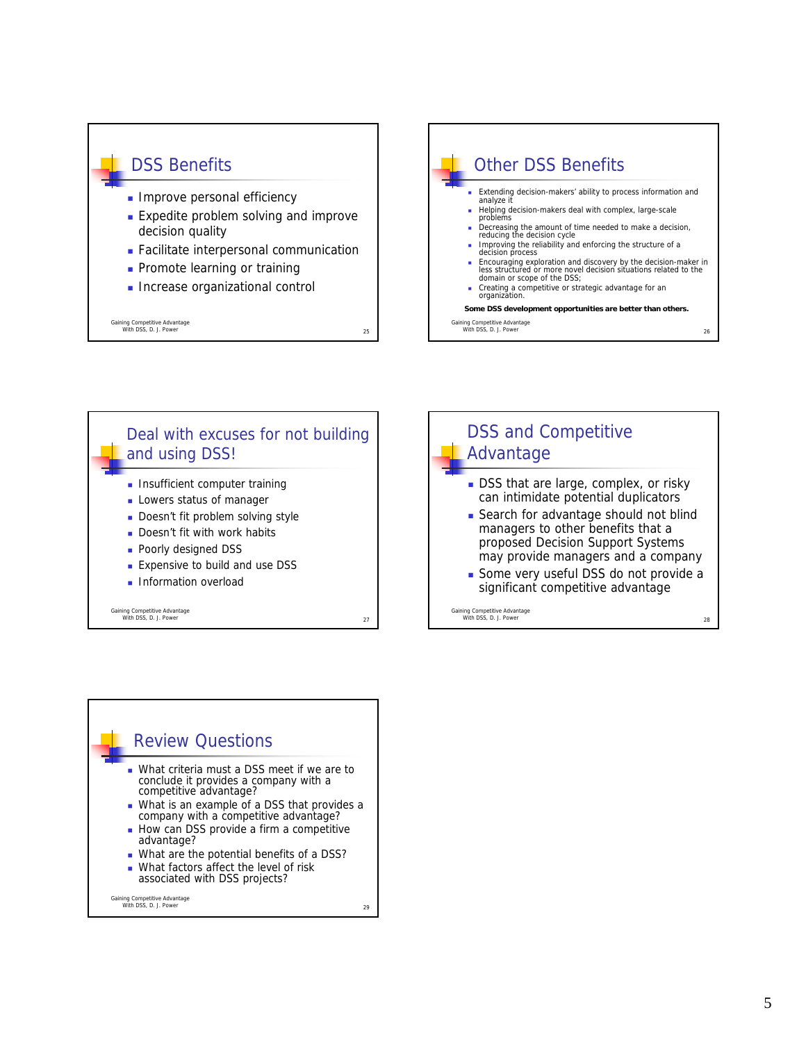## DSS Benefits

- Improve personal efficiency
- Expedite problem solving and improve decision quality
- Facilitate interpersonal communication
- Promote learning or training
- Increase organizational control

## Other DSS Benefits

- Extending decision-makers' ability to process information and analyze it
- Helping decision-makers deal with complex, large-scale problems
- Decreasing the amount of time needed to make a decision, reducing the decision cycle
- Improving the reliability and enforcing the structure of a decision process
- Encouraging exploration and discovery by the decision-maker in less structured or more novel decision situations related to the domain or scope of the DSS;
- Creating a competitive or strategic advantage for an organization.

**Some DSS development opportunities are better than others.**

## Deal with excuses for not building and using DSS!

- Insufficient computer training
- Lowers status of manager
- Doesn't fit problem solving style
- Doesn't fit with work habits
- Poorly designed DSS
- Expensive to build and use DSS
- Information overload

## DSS and Competitive Advantage

- DSS that are large, complex, or risky can intimidate potential duplicators
- Search for advantage should not blind managers to other benefits that a proposed Decision Support Systems may provide managers and a company
- Some very useful DSS do not provide a significant competitive advantage

## Review Questions

- What criteria must a DSS meet if we are to conclude it provides a company with a competitive advantage?
- What is an example of a DSS that provides a company with a competitive advantage?
- How can DSS provide a firm a competitive advantage?
- What are the potential benefits of a DSS?
- What factors affect the level of risk associated with DSS projects?